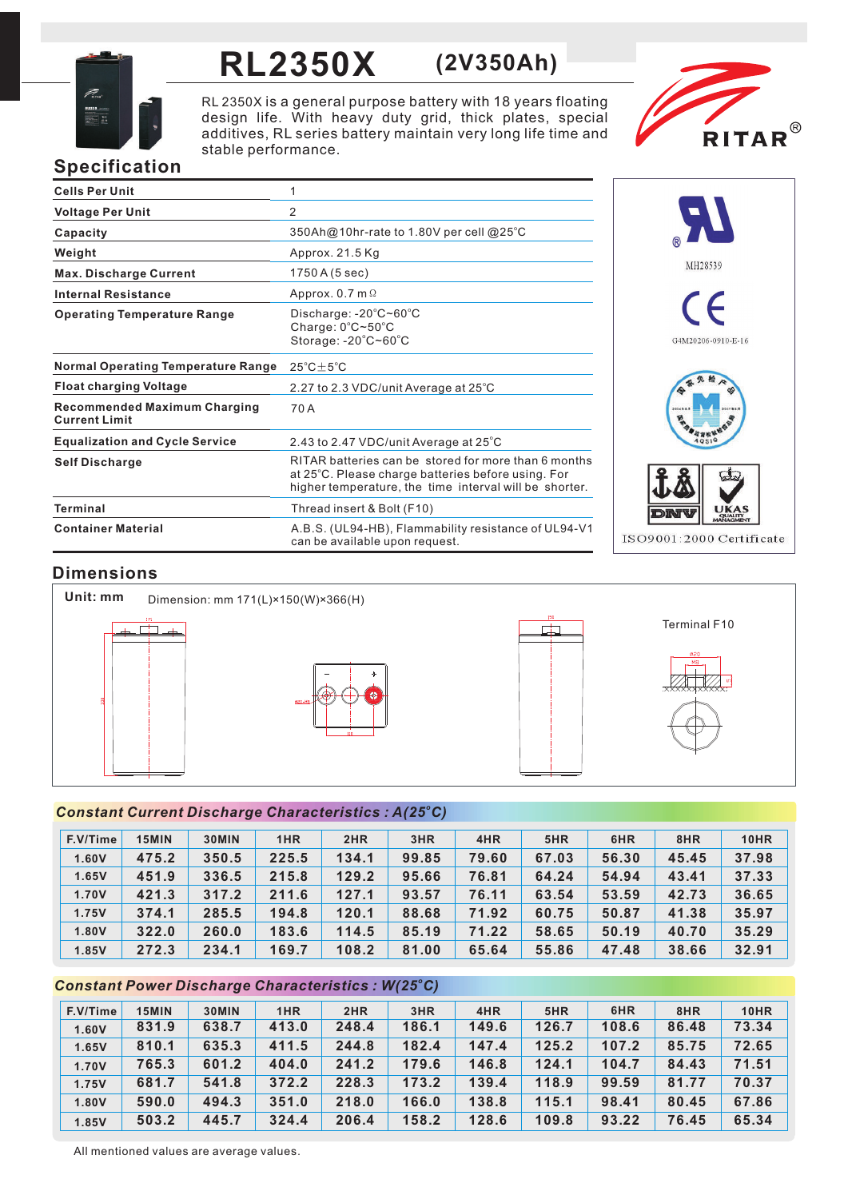# RL2350X (2V350Ah)

RL 2350X is a general purpose battery with 18 years floating design life. With heavy duty grid, thick plates, special additives, RL series battery maintain very long life time and stable performance.

RITAR®

## Specification

| | |
|---|---|
| **Cells Per Unit** | 1 |
| **Voltage Per Unit** | 2 |
| **Capacity** | 350Ah@10hr-rate to 1.80V per cell @25°C |
| **Weight** | Approx. 21.5 Kg |
| **Max. Discharge Current** | 1750 A (5 sec) |
| **Internal Resistance** | Approx. 0.7 mΩ |
| **Operating Temperature Range** | Discharge: -20°C~60°C<br>Charge: 0°C~50°C<br>Storage: -20°C~60°C |
| **Normal Operating Temperature Range** | 25°C±5°C |
| **Float charging Voltage** | 2.27 to 2.3 VDC/unit Average at 25°C |
| **Recommended Maximum Charging Current Limit** | 70 A |
| **Equalization and Cycle Service** | 2.43 to 2.47 VDC/unit Average at 25°C |
| **Self Discharge** | RITAR batteries can be stored for more than 6 months at 25°C. Please charge batteries before using. For higher temperature, the time interval will be shorter. |
| **Terminal** | Thread insert & Bolt (F10) |
| **Container Material** | A.B.S. (UL94-HB), Flammability resistance of UL94-V1 can be available upon request. |

MH28539

G4M20206-0910-E-16

ISO9001:2000 Certificate

## Dimensions

**Unit: mm** Dimension: mm 171(L)×150(W)×366(H)

Terminal F10

### *Constant Current Discharge Characteristics : A(25°C)*

| F.V/Time | 15MIN | 30MIN | 1HR | 2HR | 3HR | 4HR | 5HR | 6HR | 8HR | 10HR |
|---|---|---|---|---|---|---|---|---|---|---|
| 1.60V | 475.2 | 350.5 | 225.5 | 134.1 | 99.85 | 79.60 | 67.03 | 56.30 | 45.45 | 37.98 |
| 1.65V | 451.9 | 336.5 | 215.8 | 129.2 | 95.66 | 76.81 | 64.24 | 54.94 | 43.41 | 37.33 |
| 1.70V | 421.3 | 317.2 | 211.6 | 127.1 | 93.57 | 76.11 | 63.54 | 53.59 | 42.73 | 36.65 |
| 1.75V | 374.1 | 285.5 | 194.8 | 120.1 | 88.68 | 71.92 | 60.75 | 50.87 | 41.38 | 35.97 |
| 1.80V | 322.0 | 260.0 | 183.6 | 114.5 | 85.19 | 71.22 | 58.65 | 50.19 | 40.70 | 35.29 |
| 1.85V | 272.3 | 234.1 | 169.7 | 108.2 | 81.00 | 65.64 | 55.86 | 47.48 | 38.66 | 32.91 |

### *Constant Power Discharge Characteristics : W(25°C)*

| F.V/Time | 15MIN | 30MIN | 1HR | 2HR | 3HR | 4HR | 5HR | 6HR | 8HR | 10HR |
|---|---|---|---|---|---|---|---|---|---|---|
| 1.60V | 831.9 | 638.7 | 413.0 | 248.4 | 186.1 | 149.6 | 126.7 | 108.6 | 86.48 | 73.34 |
| 1.65V | 810.1 | 635.3 | 411.5 | 244.8 | 182.4 | 147.4 | 125.2 | 107.2 | 85.75 | 72.65 |
| 1.70V | 765.3 | 601.2 | 404.0 | 241.2 | 179.6 | 146.8 | 124.1 | 104.7 | 84.43 | 71.51 |
| 1.75V | 681.7 | 541.8 | 372.2 | 228.3 | 173.2 | 139.4 | 118.9 | 99.59 | 81.77 | 70.37 |
| 1.80V | 590.0 | 494.3 | 351.0 | 218.0 | 166.0 | 138.8 | 115.1 | 98.41 | 80.45 | 67.86 |
| 1.85V | 503.2 | 445.7 | 324.4 | 206.4 | 158.2 | 128.6 | 109.8 | 93.22 | 76.45 | 65.34 |

All mentioned values are average values.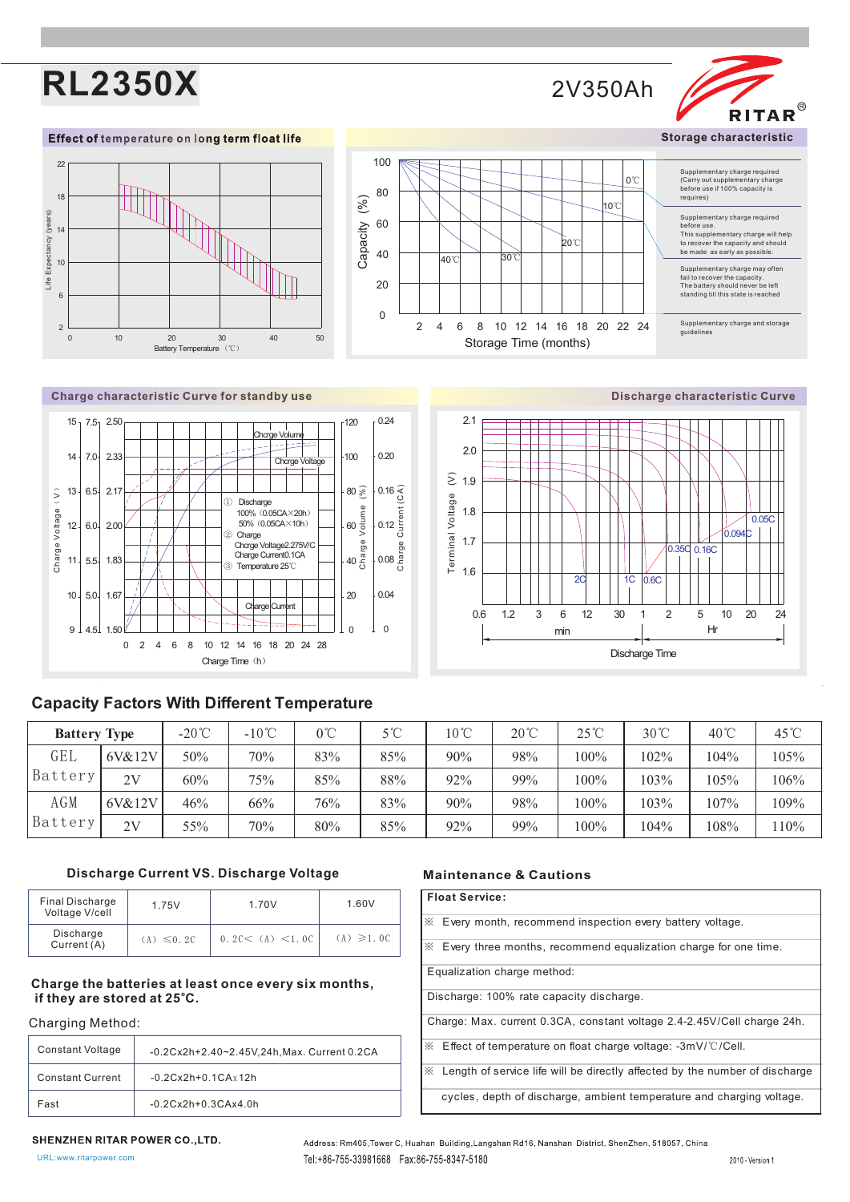# RL2350X

2V350Ah

RITAR®

## Effect of temperature on long term float life

Life Expectancy (years)

22
18
14
10
6
2

0 10 20 30 40 50

Battery Temperature （℃）

## Storage characteristic

Capacity (%)

100
80
60
40
20
0

2 4 6 8 10 12 14 16 18 20 22 24

Storage Time (months)

0℃
10℃
20℃
30℃
40℃

Supplementary charge required (Carry out supplementary charge before use if 100% capacity is requires)

Supplementary charge required before use. This supplementary charge will help to recover the capacity and should be made as early as possible.

Supplementary charge may often fail to recover the capacity. The battery should never be left standing till this state is reached

Supplementary charge and storage guidelines

## Charge characteristic Curve for standby use

Charge Voltage (V)

15 7.5 2.50
14 7.0 2.33
13 6.5 2.17
12 6.0 2.00
11 5.5 1.83
10 5.0 1.67
9 4.5 1.50

Charge Volume (%)

120
100
80
60
40
20
0

Charge Current (CA)

0.24
0.20
0.16
0.12
0.08
0.04
0

Chcrge Volume

Chcrge Voltage

Charge Current

① Discharge
100% （0.05CA×20h）
50% （0.05CA×10h）
② Charge
Chcrge Voltage2.275V/C
Charge Current0.1CA
③ Temperature 25℃

0 2 4 6 8 10 12 14 16 18 20 24 28

Charge Time （h）

## Discharge characteristic Curve

Terminal Voltage (V)

2.1
2.0
1.9
1.8
1.7
1.6

0.05C
0.094C
0.35C
0.16C
2C
1C
0.6C

0.6 1.2 3 6 12 30 1 2 5 10 20 24

min

Hr

Discharge Time

## Capacity Factors With Different Temperature

| Battery Type | | -20℃ | -10℃ | 0℃ | 5℃ | 10℃ | 20℃ | 25℃ | 30℃ | 40℃ | 45℃ |
|---|---|---|---|---|---|---|---|---|---|---|---|
| GEL Battery | 6V&12V | 50% | 70% | 83% | 85% | 90% | 98% | 100% | 102% | 104% | 105% |
| | 2V | 60% | 75% | 85% | 88% | 92% | 99% | 100% | 103% | 105% | 106% |
| AGM Battery | 6V&12V | 46% | 66% | 76% | 83% | 90% | 98% | 100% | 103% | 107% | 109% |
| | 2V | 55% | 70% | 80% | 85% | 92% | 99% | 100% | 104% | 108% | 110% |

## Discharge Current VS. Discharge Voltage

| Final Discharge Voltage V/cell | 1.75V | 1.70V | 1.60V |
|---|---|---|---|
| Discharge Current (A) | （A）≤0.2C | 0.2C<（A）<1.0C | （A）≥1.0C |

**Charge the batteries at least once every six months, if they are stored at 25°C.**

Charging Method:

| | |
|---|---|
| Constant Voltage | -0.2Cx2h+2.40~2.45V,24h,Max. Current 0.2CA |
| Constant Current | -0.2Cx2h+0.1CAx12h |
| Fast | -0.2Cx2h+0.3CAx4.0h |

## Maintenance & Cautions

**Float Service:**

※ Every month, recommend inspection every battery voltage.

※ Every three months, recommend equalization charge for one time.

Equalization charge method:

Discharge: 100% rate capacity discharge.

Charge: Max. current 0.3CA, constant voltage 2.4-2.45V/Cell charge 24h.

※ Effect of temperature on float charge voltage: -3mV/℃/Cell.

※ Length of service life will be directly affected by the number of discharge cycles, depth of discharge, ambient temperature and charging voltage.

**SHENZHEN RITAR POWER CO.,LTD.**

URL:www.ritarpower.com

Address: Rm405,Tower C, Huahan Building,Langshan Rd16, Nanshan District, ShenZhen, 518057, China

Tel:+86-755-33981668 Fax:86-755-8347-5180

2010 - Version 1